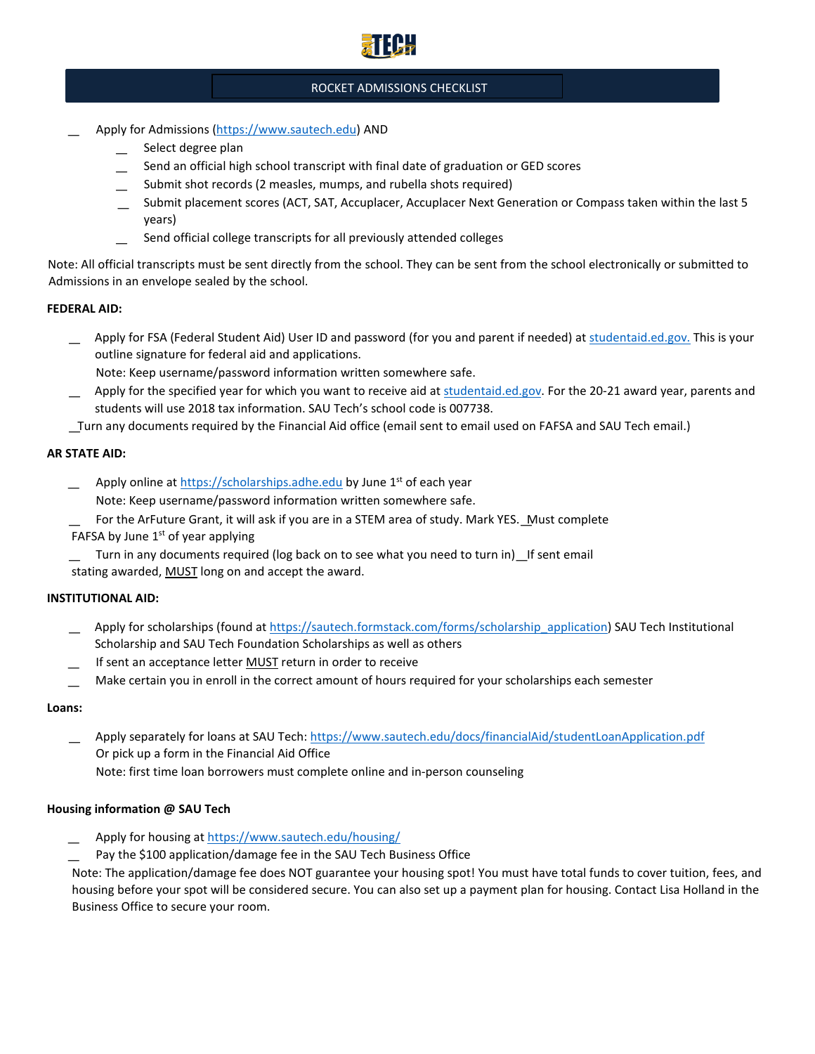# ROCKET ADMISSIONS CHECKLIST

__ Apply for Admissions (https://www.sautech.edu) AND

- __ Select degree plan
- __ Send an official high school transcript with final date of graduation or GED scores
- __ Submit shot records (2 measles, mumps, and rubella shots required)
- __ Submit placement scores (ACT, SAT, Accuplacer, Accuplacer Next Generation or Compass taken within the last 5 years)
- __ Send official college transcripts for all previously attended colleges

Note: All official transcripts must be sent directly from the school. They can be sent from the school electronically or submitted to Admissions in an envelope sealed by the school.

**FEDERAL AID:**

__ Apply for FSA (Federal Student Aid) User ID and password (for you and parent if needed) at studentaid.ed.gov. This is your outline signature for federal aid and applications.
Note: Keep username/password information written somewhere safe.

__ Apply for the specified year for which you want to receive aid at studentaid.ed.gov. For the 20-21 award year, parents and students will use 2018 tax information. SAU Tech's school code is 007738.

__Turn any documents required by the Financial Aid office (email sent to email used on FAFSA and SAU Tech email.)

**AR STATE AID:**

__ Apply online at https://scholarships.adhe.edu by June 1st of each year
Note: Keep username/password information written somewhere safe.

__ For the ArFuture Grant, it will ask if you are in a STEM area of study. Mark YES. __Must complete FAFSA by June 1st of year applying

__ Turn in any documents required (log back on to see what you need to turn in) __If sent email stating awarded, MUST long on and accept the award.

**INSTITUTIONAL AID:**

__ Apply for scholarships (found at https://sautech.formstack.com/forms/scholarship_application) SAU Tech Institutional Scholarship and SAU Tech Foundation Scholarships as well as others

__ If sent an acceptance letter MUST return in order to receive

__ Make certain you in enroll in the correct amount of hours required for your scholarships each semester

**Loans:**

__ Apply separately for loans at SAU Tech: https://www.sautech.edu/docs/financialAid/studentLoanApplication.pdf
Or pick up a form in the Financial Aid Office
Note: first time loan borrowers must complete online and in-person counseling

**Housing information @ SAU Tech**

__ Apply for housing at https://www.sautech.edu/housing/

__ Pay the $100 application/damage fee in the SAU Tech Business Office

Note: The application/damage fee does NOT guarantee your housing spot! You must have total funds to cover tuition, fees, and housing before your spot will be considered secure. You can also set up a payment plan for housing. Contact Lisa Holland in the Business Office to secure your room.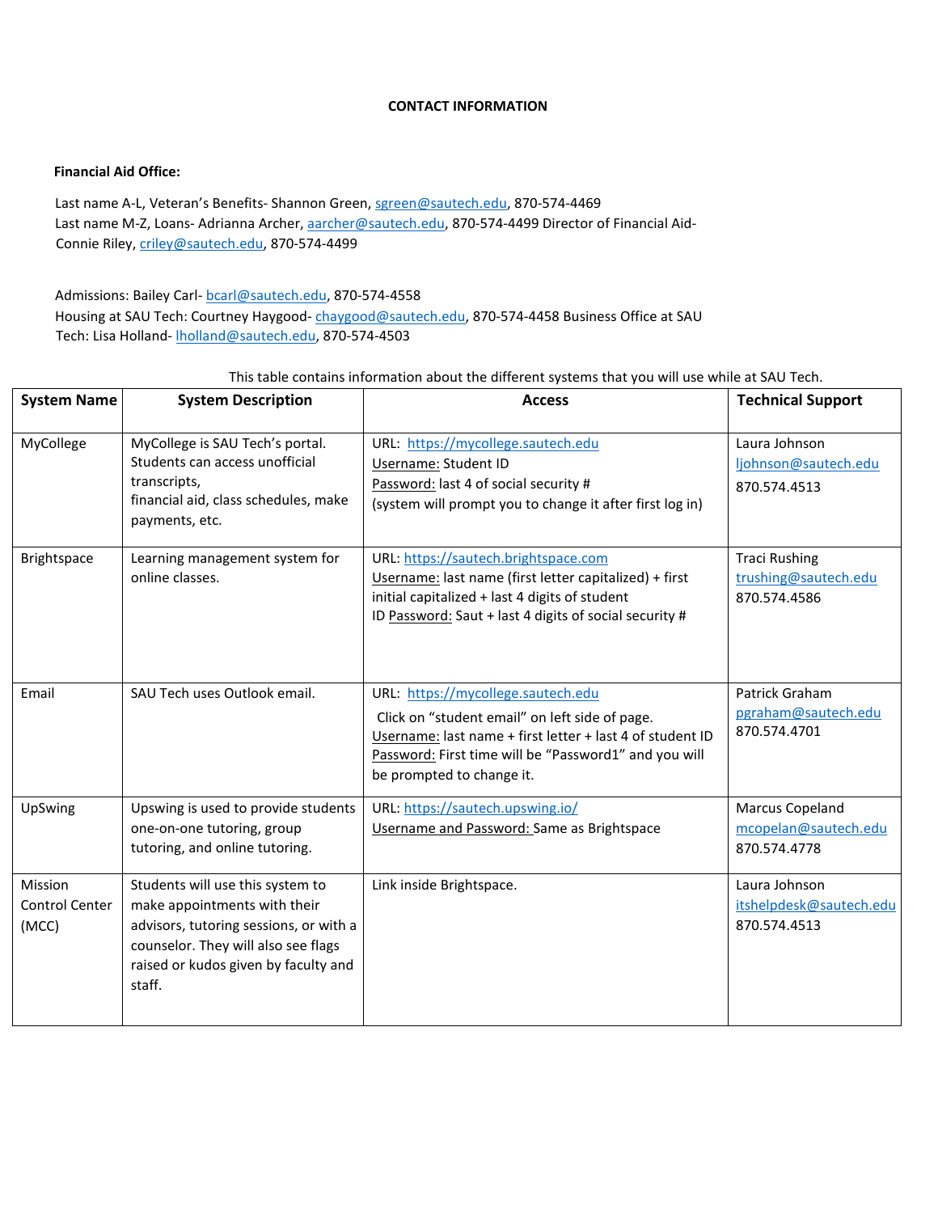**CONTACT INFORMATION**

**Financial Aid Office:**

Last name A-L, Veteran's Benefits- Shannon Green, sgreen@sautech.edu, 870-574-4469
Last name M-Z, Loans- Adrianna Archer, aarcher@sautech.edu, 870-574-4499 Director of Financial Aid-Connie Riley, criley@sautech.edu, 870-574-4499

Admissions: Bailey Carl- bcarl@sautech.edu, 870-574-4558
Housing at SAU Tech: Courtney Haygood- chaygood@sautech.edu, 870-574-4458 Business Office at SAU Tech: Lisa Holland- lholland@sautech.edu, 870-574-4503

This table contains information about the different systems that you will use while at SAU Tech.

| System Name | System Description | Access | Technical Support |
|---|---|---|---|
| MyCollege | MyCollege is SAU Tech's portal. Students can access unofficial transcripts, financial aid, class schedules, make payments, etc. | URL: https://mycollege.sautech.edu<br>Username: Student ID<br>Password: last 4 of social security #<br>(system will prompt you to change it after first log in) | Laura Johnson<br>ljohnson@sautech.edu<br>870.574.4513 |
| Brightspace | Learning management system for online classes. | URL: https://sautech.brightspace.com<br>Username: last name (first letter capitalized) + first initial capitalized + last 4 digits of student ID Password: Saut + last 4 digits of social security # | Traci Rushing<br>trushing@sautech.edu<br>870.574.4586 |
| Email | SAU Tech uses Outlook email. | URL: https://mycollege.sautech.edu<br>Click on "student email" on left side of page.<br>Username: last name + first letter + last 4 of student ID<br>Password: First time will be "Password1" and you will be prompted to change it. | Patrick Graham<br>pgraham@sautech.edu<br>870.574.4701 |
| UpSwing | Upswing is used to provide students one-on-one tutoring, group tutoring, and online tutoring. | URL: https://sautech.upswing.io/<br>Username and Password: Same as Brightspace | Marcus Copeland<br>mcopelan@sautech.edu<br>870.574.4778 |
| Mission Control Center (MCC) | Students will use this system to make appointments with their advisors, tutoring sessions, or with a counselor. They will also see flags raised or kudos given by faculty and staff. | Link inside Brightspace. | Laura Johnson<br>itshelpdesk@sautech.edu<br>870.574.4513 |